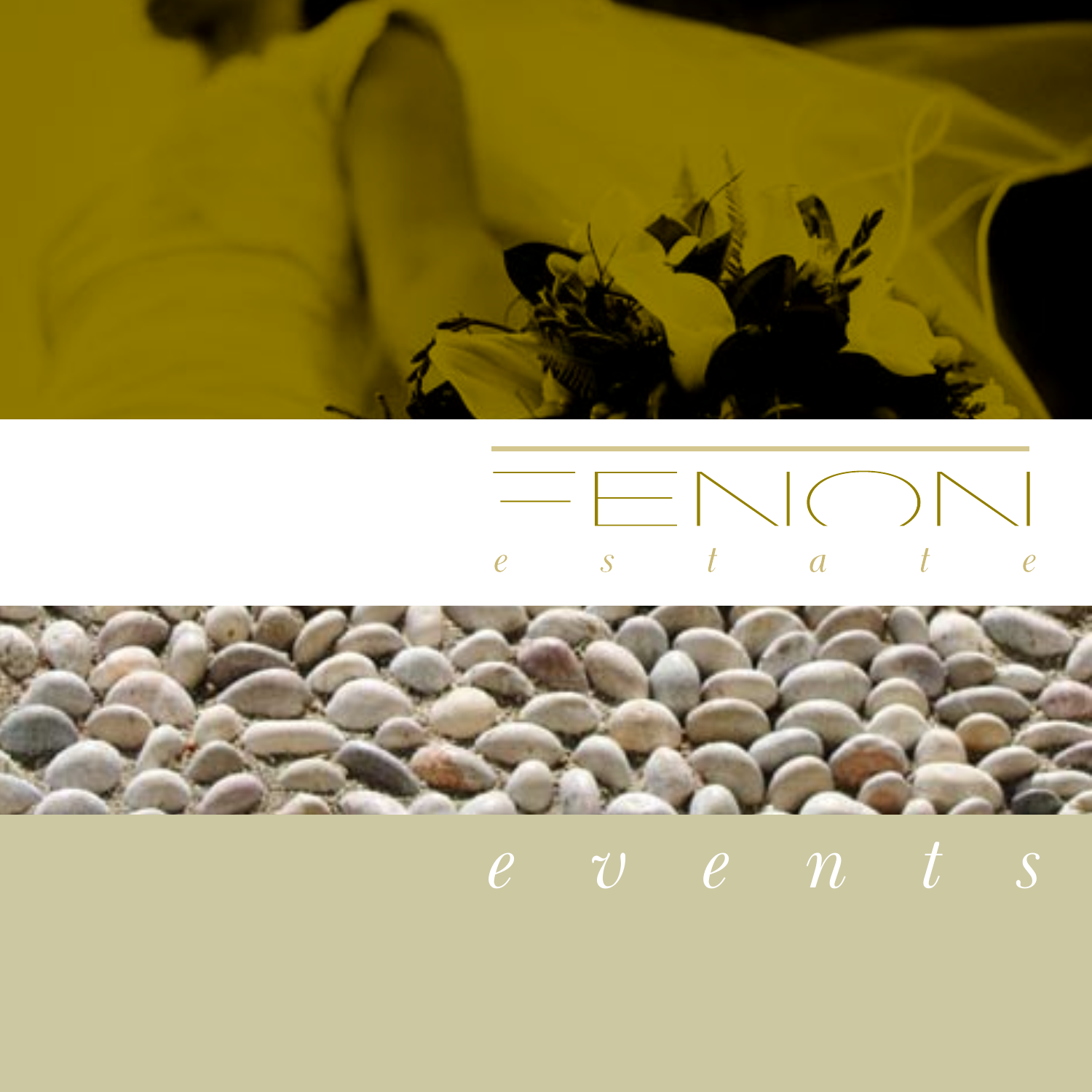# FENON

*estate*

*events*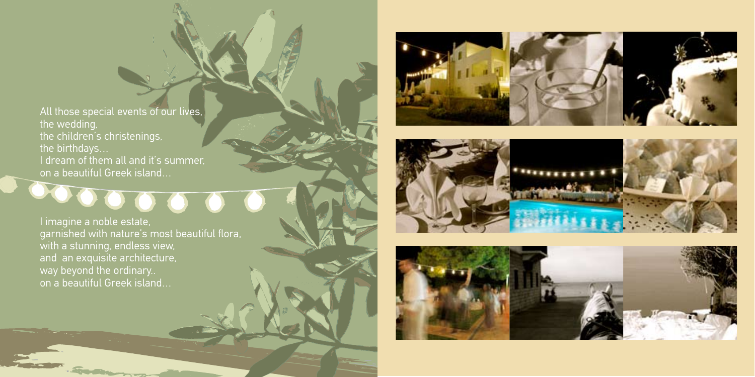All those special events of our lives,
the wedding,
the children's christenings,
the birthdays...
I dream of them all and it's summer,
on a beautiful Greek island...

I imagine a noble estate,
garnished with nature's most beautiful flora,
with a stunning, endless view,
and an exquisite architecture,
way beyond the ordinary..
on a beautiful Greek island...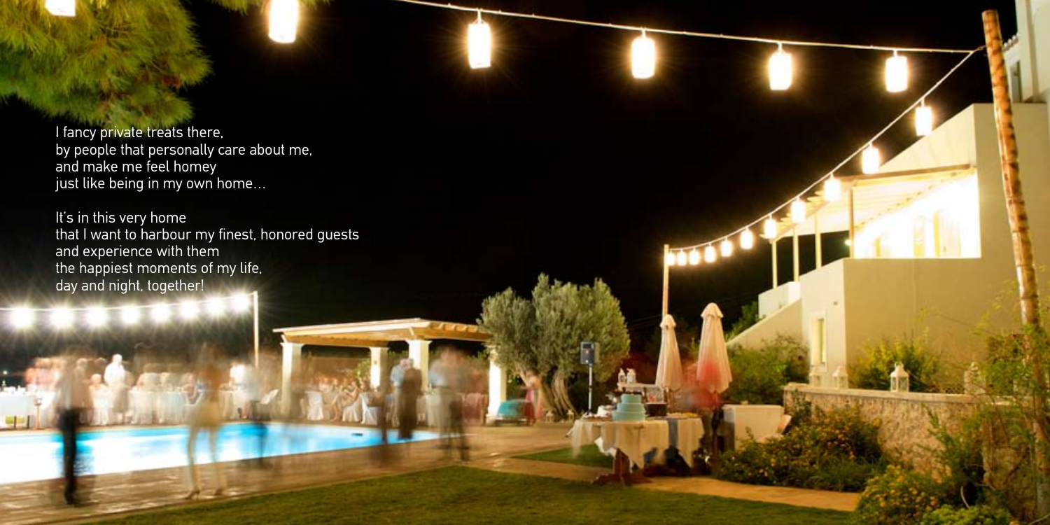I fancy private treats there,
by people that personally care about me,
and make me feel homey
just like being in my own home…

It's in this very home
that I want to harbour my finest, honored guests
and experience with them
the happiest moments of my life,
day and night, together!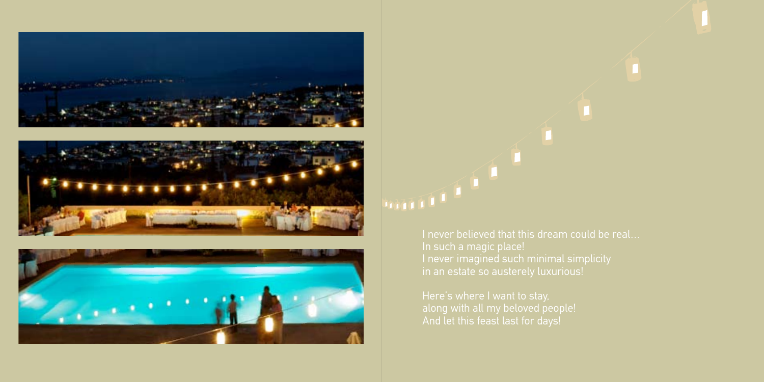I never believed that this dream could be real…
In such a magic place!
I never imagined such minimal simplicity
in an estate so austerely luxurious!

Here's where I want to stay,
along with all my beloved people!
And let this feast last for days!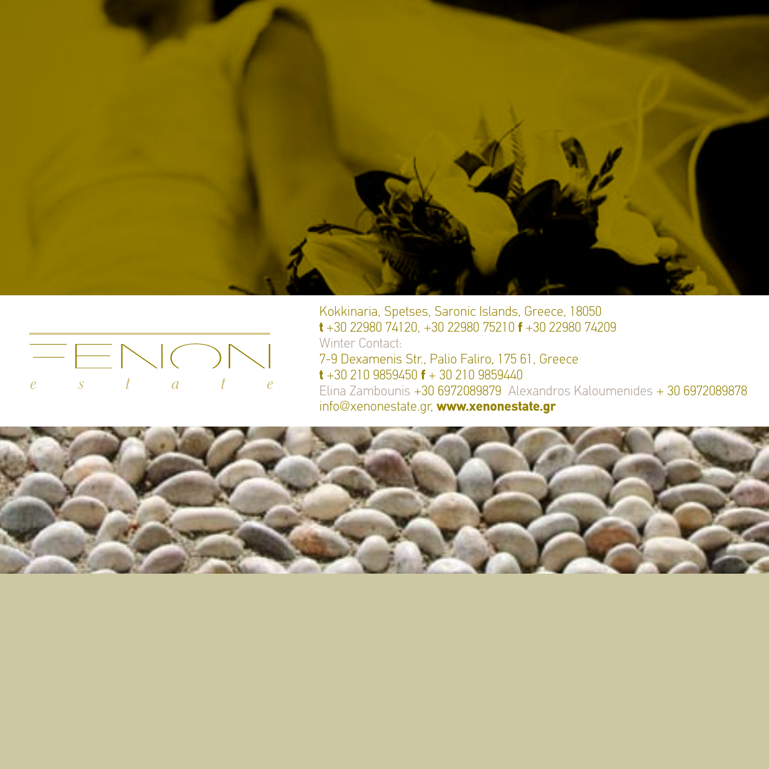XENON *estate*

Kokkinaria, Spetses, Saronic Islands, Greece, 18050
**t** +30 22980 74120, +30 22980 75210 **f** +30 22980 74209
Winter Contact:
7-9 Dexamenis Str., Palio Faliro, 175 61, Greece
**t** +30 210 9859450 **f** + 30 210 9859440
Elina Zambounis +30 6972089879 Alexandros Kaloumenides + 30 6972089878
info@xenonestate.gr, **www.xenonestate.gr**